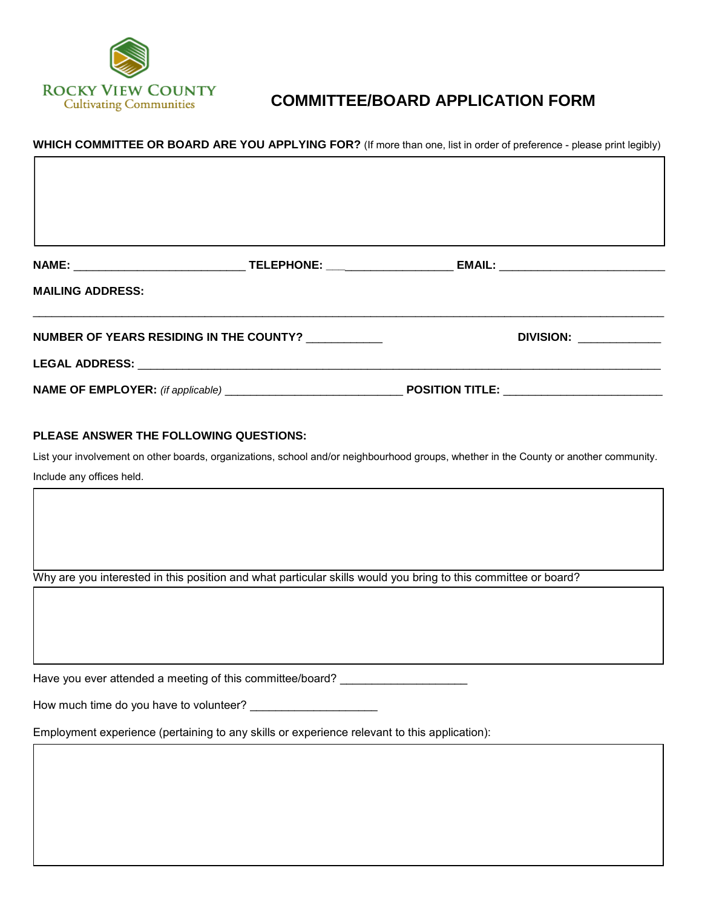Rocky View County
Cultivating Communities

# COMMITTEE/BOARD APPLICATION FORM

**WHICH COMMITTEE OR BOARD ARE YOU APPLYING FOR?** (If more than one, list in order of preference - please print legibly)

**NAME:** ___________________________ **TELEPHONE:** ___________________ **EMAIL:** __________________________

**MAILING ADDRESS:**

_____________________________________________________________________________________________

**NUMBER OF YEARS RESIDING IN THE COUNTY?** ____________ **DIVISION:** _____________

**LEGAL ADDRESS:** _____________________________________________________________________________

**NAME OF EMPLOYER:** *(if applicable)* ____________________________ **POSITION TITLE:** _________________________

**PLEASE ANSWER THE FOLLOWING QUESTIONS:**

List your involvement on other boards, organizations, school and/or neighbourhood groups, whether in the County or another community. Include any offices held.

Why are you interested in this position and what particular skills would you bring to this committee or board?

Have you ever attended a meeting of this committee/board? ____________________

How much time do you have to volunteer? ____________________

Employment experience (pertaining to any skills or experience relevant to this application):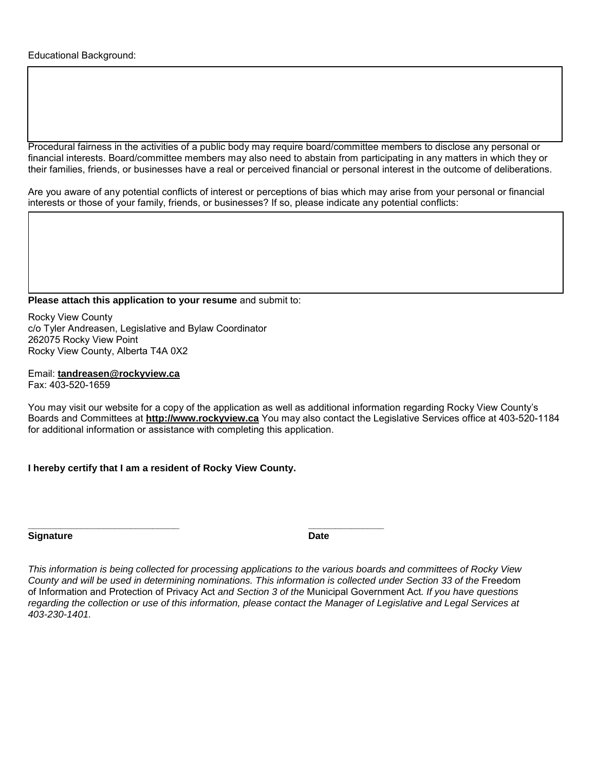Educational Background:

Procedural fairness in the activities of a public body may require board/committee members to disclose any personal or financial interests. Board/committee members may also need to abstain from participating in any matters in which they or their families, friends, or businesses have a real or perceived financial or personal interest in the outcome of deliberations.

Are you aware of any potential conflicts of interest or perceptions of bias which may arise from your personal or financial interests or those of your family, friends, or businesses? If so, please indicate any potential conflicts:

**Please attach this application to your resume** and submit to:

Rocky View County
c/o Tyler Andreasen, Legislative and Bylaw Coordinator
262075 Rocky View Point
Rocky View County, Alberta T4A 0X2

Email: **tandreasen@rockyview.ca**
Fax: 403-520-1659

You may visit our website for a copy of the application as well as additional information regarding Rocky View County's Boards and Committees at **http://www.rockyview.ca** You may also contact the Legislative Services office at 403-520-1184 for additional information or assistance with completing this application.

**I hereby certify that I am a resident of Rocky View County.**

\_\_\_\_\_\_\_\_\_\_\_\_\_\_\_\_\_\_\_\_\_\_\_\_\_\_\_\_ \_\_\_\_\_\_\_\_\_\_\_\_\_\_

**Signature** **Date**

*This information is being collected for processing applications to the various boards and committees of Rocky View County and will be used in determining nominations. This information is collected under Section 33 of the* Freedom of Information and Protection of Privacy Act *and Section 3 of the* Municipal Government Act*. If you have questions regarding the collection or use of this information, please contact the Manager of Legislative and Legal Services at 403-230-1401.*